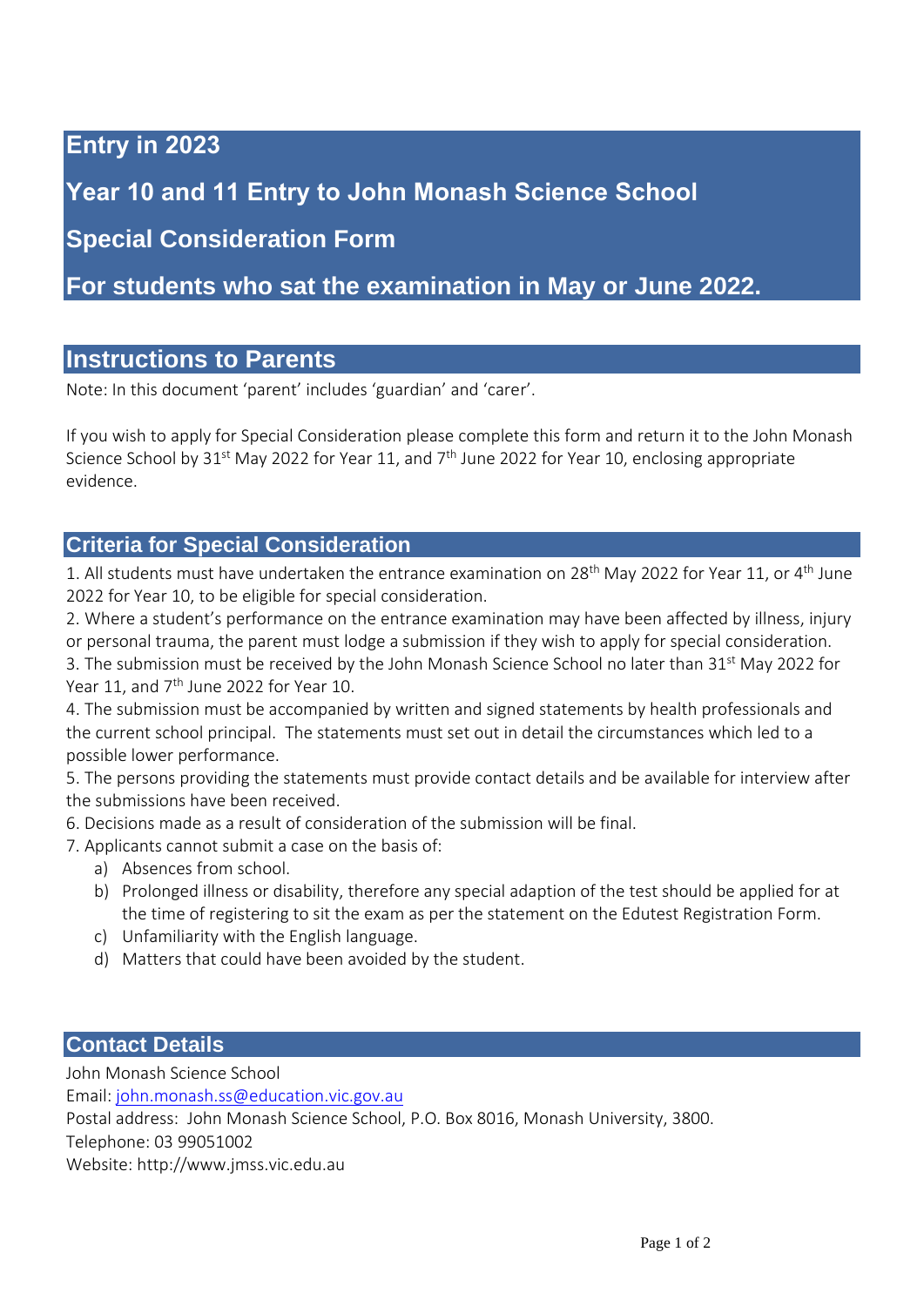# Entry in 2023

# Year 10 and 11 Entry to John Monash Science School

# Special Consideration Form

# For students who sat the examination in May or June 2022.

## Instructions to Parents

Note: In this document 'parent' includes 'guardian' and 'carer'.

If you wish to apply for Special Consideration please complete this form and return it to the John Monash Science School by 31st May 2022 for Year 11, and 7th June 2022 for Year 10, enclosing appropriate evidence.

## Criteria for Special Consideration

1. All students must have undertaken the entrance examination on 28th May 2022 for Year 11, or 4th June 2022 for Year 10, to be eligible for special consideration.
2. Where a student's performance on the entrance examination may have been affected by illness, injury or personal trauma, the parent must lodge a submission if they wish to apply for special consideration.
3. The submission must be received by the John Monash Science School no later than 31st May 2022 for Year 11, and 7th June 2022 for Year 10.
4. The submission must be accompanied by written and signed statements by health professionals and the current school principal. The statements must set out in detail the circumstances which led to a possible lower performance.
5. The persons providing the statements must provide contact details and be available for interview after the submissions have been received.
6. Decisions made as a result of consideration of the submission will be final.
7. Applicants cannot submit a case on the basis of:
   a) Absences from school.
   b) Prolonged illness or disability, therefore any special adaption of the test should be applied for at the time of registering to sit the exam as per the statement on the Edutest Registration Form.
   c) Unfamiliarity with the English language.
   d) Matters that could have been avoided by the student.

## Contact Details

John Monash Science School
Email: john.monash.ss@education.vic.gov.au
Postal address: John Monash Science School, P.O. Box 8016, Monash University, 3800.
Telephone: 03 99051002
Website: http://www.jmss.vic.edu.au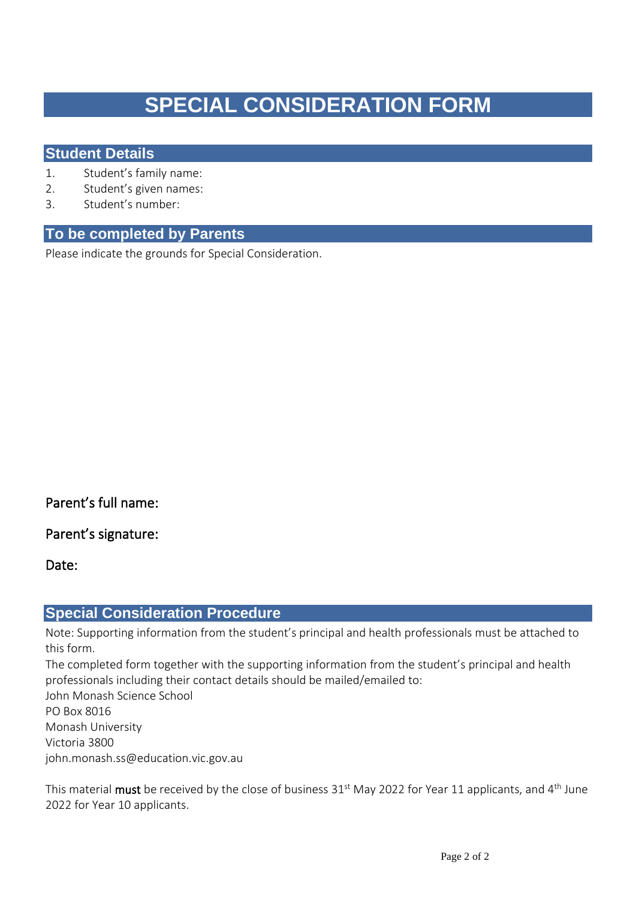# SPECIAL CONSIDERATION FORM

## Student Details

1. Student's family name:
2. Student's given names:
3. Student's number:

## To be completed by Parents

Please indicate the grounds for Special Consideration.

Parent's full name:

Parent's signature:

Date:

## Special Consideration Procedure

Note: Supporting information from the student's principal and health professionals must be attached to this form.

The completed form together with the supporting information from the student's principal and health professionals including their contact details should be mailed/emailed to:

John Monash Science School
PO Box 8016
Monash University
Victoria 3800
john.monash.ss@education.vic.gov.au

This material **must** be received by the close of business 31st May 2022 for Year 11 applicants, and 4th June 2022 for Year 10 applicants.